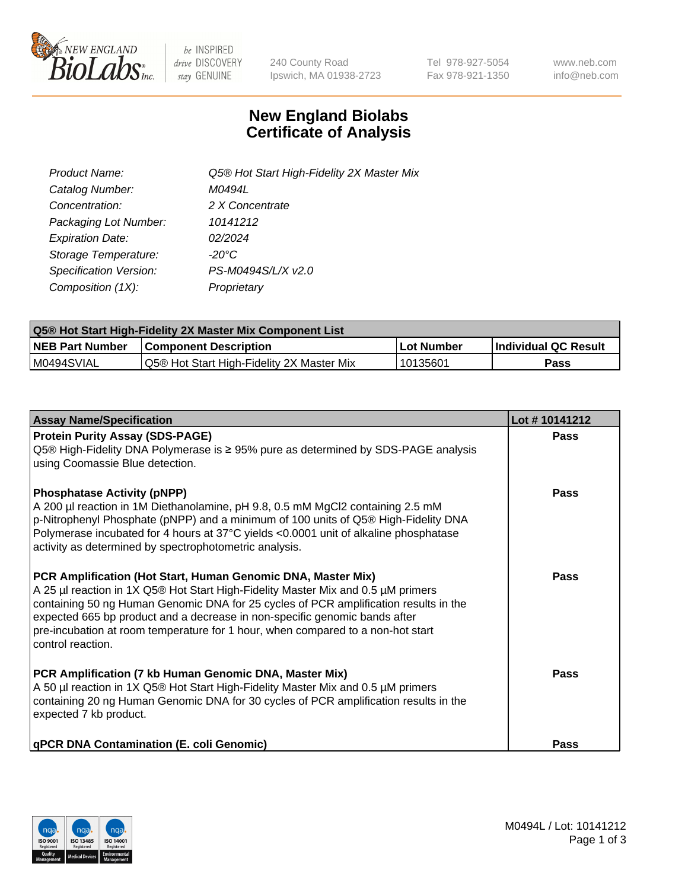240 County Road
Ipswich, MA 01938-2723

Tel 978-927-5054
Fax 978-921-1350

www.neb.com
info@neb.com

# New England Biolabs
# Certificate of Analysis

| | |
|---|---|
| *Product Name:* | *Q5® Hot Start High-Fidelity 2X Master Mix* |
| *Catalog Number:* | *M0494L* |
| *Concentration:* | *2 X Concentrate* |
| *Packaging Lot Number:* | *10141212* |
| *Expiration Date:* | *02/2024* |
| *Storage Temperature:* | *-20°C* |
| *Specification Version:* | *PS-M0494S/L/X v2.0* |
| *Composition (1X):* | *Proprietary* |

| Q5® Hot Start High-Fidelity 2X Master Mix Component List | | | |
|---|---|---|---|
| **NEB Part Number** | **Component Description** | **Lot Number** | **Individual QC Result** |
| M0494SVIAL | Q5® Hot Start High-Fidelity 2X Master Mix | 10135601 | **Pass** |

| Assay Name/Specification | Lot # 10141212 |
|---|---|
| **Protein Purity Assay (SDS-PAGE)**<br>Q5® High-Fidelity DNA Polymerase is ≥ 95% pure as determined by SDS-PAGE analysis using Coomassie Blue detection. | **Pass** |
| **Phosphatase Activity (pNPP)**<br>A 200 µl reaction in 1M Diethanolamine, pH 9.8, 0.5 mM $MgCl_2$ containing 2.5 mM p-Nitrophenyl Phosphate (pNPP) and a minimum of 100 units of Q5® High-Fidelity DNA Polymerase incubated for 4 hours at 37°C yields <0.0001 unit of alkaline phosphatase activity as determined by spectrophotometric analysis. | **Pass** |
| **PCR Amplification (Hot Start, Human Genomic DNA, Master Mix)**<br>A 25 µl reaction in 1X Q5® Hot Start High-Fidelity Master Mix and 0.5 µM primers containing 50 ng Human Genomic DNA for 25 cycles of PCR amplification results in the expected 665 bp product and a decrease in non-specific genomic bands after pre-incubation at room temperature for 1 hour, when compared to a non-hot start control reaction. | **Pass** |
| **PCR Amplification (7 kb Human Genomic DNA, Master Mix)**<br>A 50 µl reaction in 1X Q5® Hot Start High-Fidelity Master Mix and 0.5 µM primers containing 20 ng Human Genomic DNA for 30 cycles of PCR amplification results in the expected 7 kb product. | **Pass** |
| **qPCR DNA Contamination (E. coli Genomic)** | **Pass** |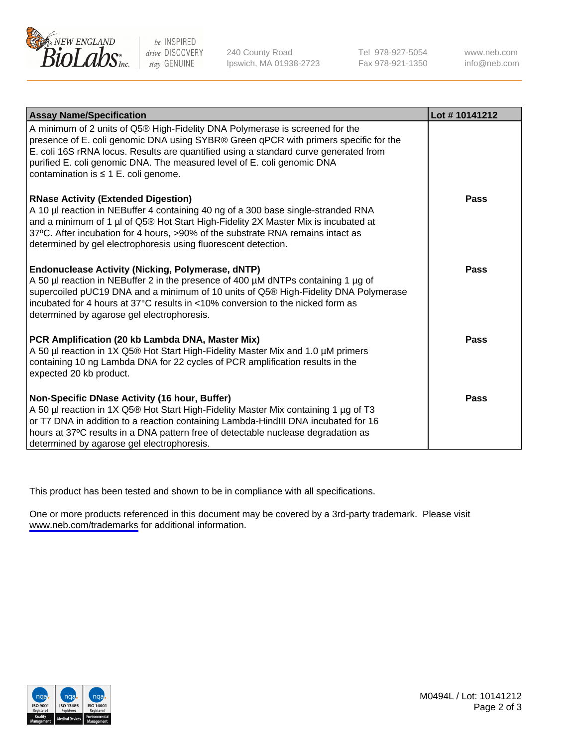| Assay Name/Specification | Lot # 10141212 |
|---|---|
| A minimum of 2 units of Q5® High-Fidelity DNA Polymerase is screened for the presence of E. coli genomic DNA using SYBR® Green qPCR with primers specific for the E. coli 16S rRNA locus. Results are quantified using a standard curve generated from purified E. coli genomic DNA. The measured level of E. coli genomic DNA contamination is ≤ 1 E. coli genome. | |
| **RNase Activity (Extended Digestion)** A 10 µl reaction in NEBuffer 4 containing 40 ng of a 300 base single-stranded RNA and a minimum of 1 µl of Q5® Hot Start High-Fidelity 2X Master Mix is incubated at 37ºC. After incubation for 4 hours, >90% of the substrate RNA remains intact as determined by gel electrophoresis using fluorescent detection. | **Pass** |
| **Endonuclease Activity (Nicking, Polymerase, dNTP)** A 50 µl reaction in NEBuffer 2 in the presence of 400 µM dNTPs containing 1 µg of supercoiled pUC19 DNA and a minimum of 10 units of Q5® High-Fidelity DNA Polymerase incubated for 4 hours at 37°C results in <10% conversion to the nicked form as determined by agarose gel electrophoresis. | **Pass** |
| **PCR Amplification (20 kb Lambda DNA, Master Mix)** A 50 µl reaction in 1X Q5® Hot Start High-Fidelity Master Mix and 1.0 µM primers containing 10 ng Lambda DNA for 22 cycles of PCR amplification results in the expected 20 kb product. | **Pass** |
| **Non-Specific DNase Activity (16 hour, Buffer)** A 50 µl reaction in 1X Q5® Hot Start High-Fidelity Master Mix containing 1 µg of T3 or T7 DNA in addition to a reaction containing Lambda-HindIII DNA incubated for 16 hours at 37ºC results in a DNA pattern free of detectable nuclease degradation as determined by agarose gel electrophoresis. | **Pass** |

This product has been tested and shown to be in compliance with all specifications.

One or more products referenced in this document may be covered by a 3rd-party trademark. Please visit www.neb.com/trademarks for additional information.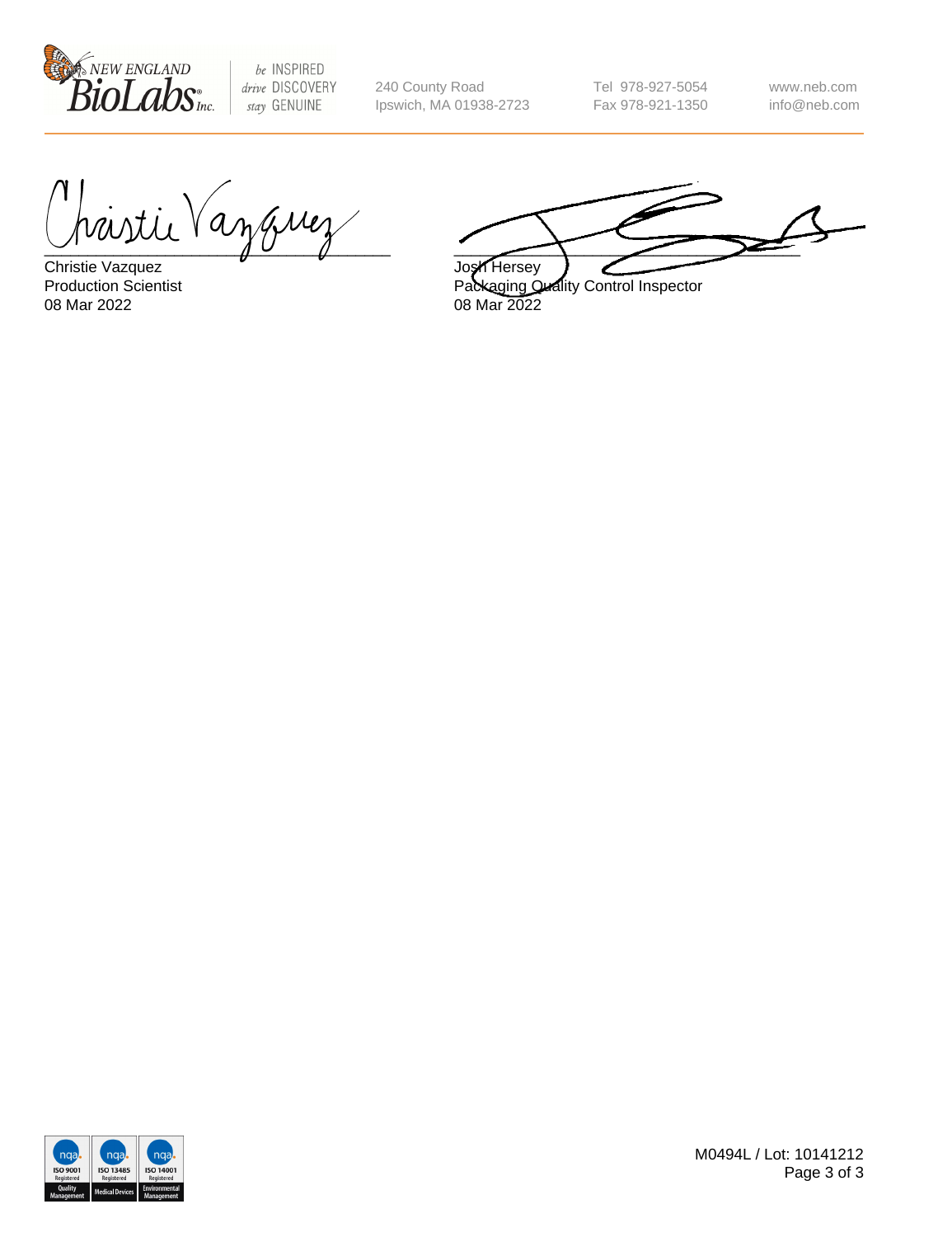Christie Vazquez
Production Scientist
08 Mar 2022

Josh Hersey
Packaging Quality Control Inspector
08 Mar 2022

M0494L / Lot: 10141212